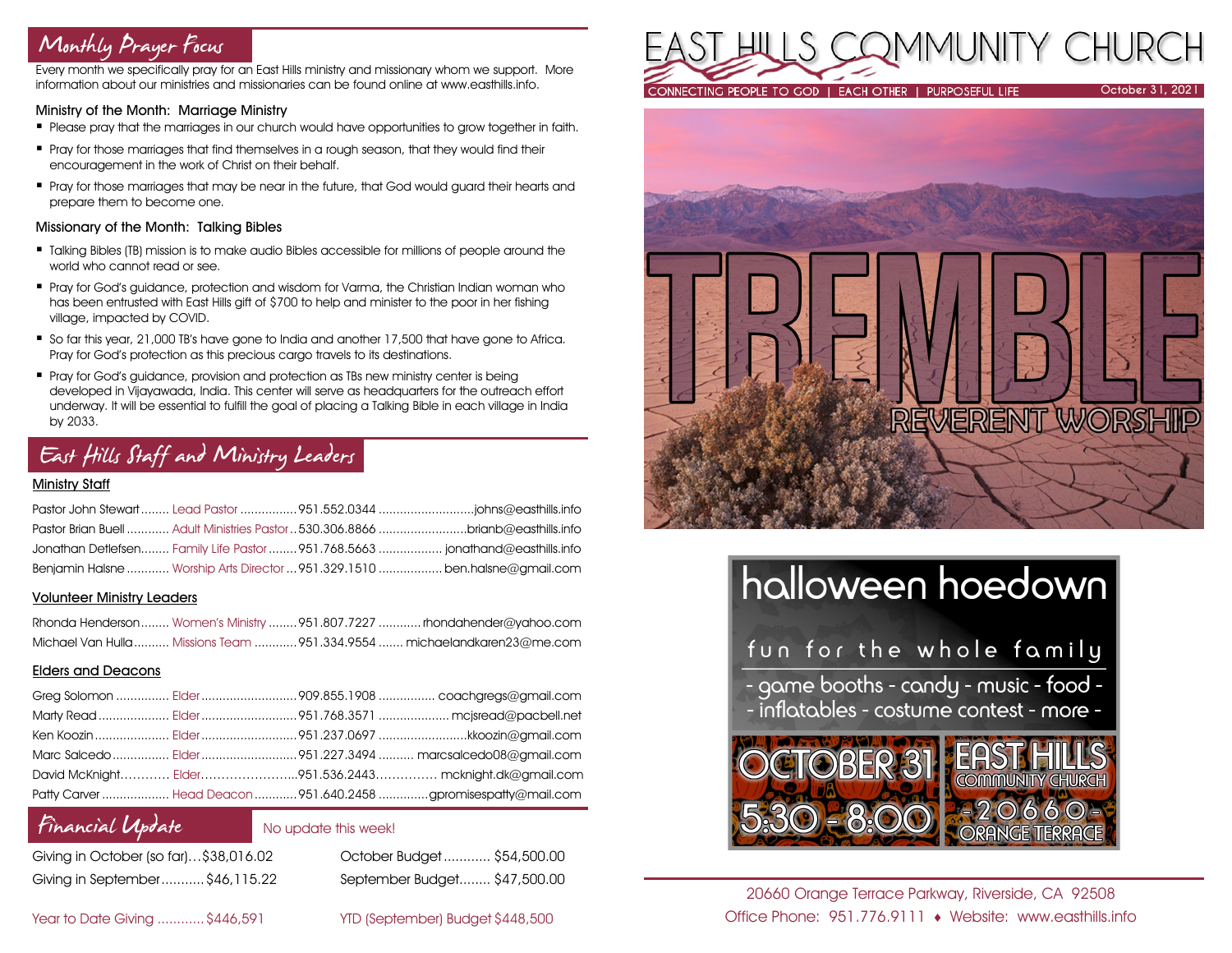## Monthly Prayer Focus

Every month we specifically pray for an East Hills ministry and missionary whom we support. More information about our ministries and missionaries can be found online at www.easthills.info.

### Ministry of the Month: Marriage Ministry

- Please pray that the marriages in our church would have opportunities to grow together in faith.
- Pray for those marriages that find themselves in a rough season, that they would find their encouragement in the work of Christ on their behalf.
- Pray for those marriages that may be near in the future, that God would guard their hearts and prepare them to become one.

### Missionary of the Month: Talking Bibles

- Talking Bibles (TB) mission is to make audio Bibles accessible for millions of people around the world who cannot read or see.
- Pray for God's guidance, protection and wisdom for Varma, the Christian Indian woman who has been entrusted with East Hills gift of $700 to help and minister to the poor in her fishing village, impacted by COVID.
- So far this year, 21,000 TB's have gone to India and another 17,500 that have gone to Africa. Pray for God's protection as this precious cargo travels to its destinations.
- Pray for God's guidance, provision and protection as TBs new ministry center is being developed in Vijayawada, India. This center will serve as headquarters for the outreach effort underway. It will be essential to fulfill the goal of placing a Talking Bible in each village in India by 2033.

## East Hills Staff and Ministry Leaders

### Ministry Staff

| Name | Role | Phone | Email |
|---|---|---|---|
| Pastor John Stewart | Lead Pastor | 951.552.0344 | johns@easthills.info |
| Pastor Brian Buell | Adult Ministries Pastor | 530.306.8866 | brianb@easthills.info |
| Jonathan Detlefsen | Family Life Pastor | 951.768.5663 | jonathand@easthills.info |
| Benjamin Halsne | Worship Arts Director | 951.329.1510 | ben.halsne@gmail.com |

### Volunteer Ministry Leaders

| Name | Role | Phone | Email |
|---|---|---|---|
| Rhonda Henderson | Women's Ministry | 951.807.7227 | rhondahender@yahoo.com |
| Michael Van Hulla | Missions Team | 951.334.9554 | michaelandkaren23@me.com |

### Elders and Deacons

| Name | Role | Phone | Email |
|---|---|---|---|
| Greg Solomon | Elder | 909.855.1908 | coachgregs@gmail.com |
| Marty Read | Elder | 951.768.3571 | mcjsread@pacbell.net |
| Ken Koozin | Elder | 951.237.0697 | kkoozin@gmail.com |
| Marc Salcedo | Elder | 951.227.3494 | marcsalcedo08@gmail.com |
| David McKnight | Elder | 951.536.2443 | mcknight.dk@gmail.com |
| Patty Carver | Head Deacon | 951.640.2458 | gpromisespatty@mail.com |

## Financial Update

No update this week!

Giving in October (so far)...$38,016.02
Giving in September...........$46,115.22

October Budget............ $54,500.00
September Budget........ $47,500.00

Year to Date Giving ............ $446,591

YTD (September) Budget $448,500

# EAST HILLS COMMUNITY CHURCH

CONNECTING PEOPLE TO GOD | EACH OTHER | PURPOSEFUL LIFE

October 31, 2021

TREMBLE

REVERENT WORSHIP

## halloween hoedown

fun for the whole family

- game booths - candy - music - food -
- inflatables - costume contest - more -

OCTOBER 31
5:30 - 8:00

EAST HILLS COMMUNITY CHURCH
- 20660 -
ORANGE TERRACE

20660 Orange Terrace Parkway, Riverside, CA 92508
Office Phone: 951.776.9111 ♦ Website: www.easthills.info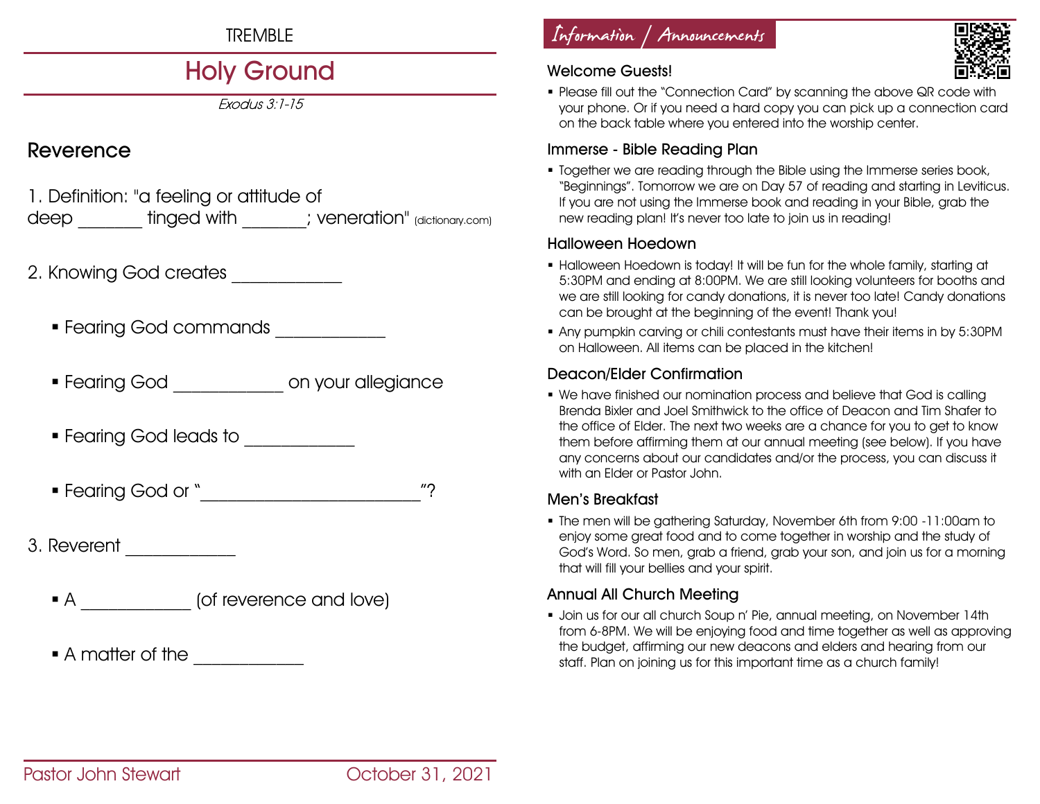TREMBLE

# Holy Ground

*Exodus 3:1-15*

## Reverence

1. Definition: "a feeling or attitude of deep _______ tinged with _______; veneration" (dictionary.com)

2. Knowing God creates ____________

   - Fearing God commands ____________

   - Fearing God ____________ on your allegiance

   - Fearing God leads to ____________

   - Fearing God or "________________________"?

3. Reverent ____________

   - A ____________ (of reverence and love)

   - A matter of the ____________

Pastor John Stewart October 31, 2021

## Information / Announcements

### Welcome Guests!

- Please fill out the "Connection Card" by scanning the above QR code with your phone. Or if you need a hard copy you can pick up a connection card on the back table where you entered into the worship center.

### Immerse - Bible Reading Plan

- Together we are reading through the Bible using the Immerse series book, "Beginnings". Tomorrow we are on Day 57 of reading and starting in Leviticus. If you are not using the Immerse book and reading in your Bible, grab the new reading plan! It's never too late to join us in reading!

### Halloween Hoedown

- Halloween Hoedown is today! It will be fun for the whole family, starting at 5:30PM and ending at 8:00PM. We are still looking volunteers for booths and we are still looking for candy donations, it is never too late! Candy donations can be brought at the beginning of the event! Thank you!
- Any pumpkin carving or chili contestants must have their items in by 5:30PM on Halloween. All items can be placed in the kitchen!

### Deacon/Elder Confirmation

- We have finished our nomination process and believe that God is calling Brenda Bixler and Joel Smithwick to the office of Deacon and Tim Shafer to the office of Elder. The next two weeks are a chance for you to get to know them before affirming them at our annual meeting (see below). If you have any concerns about our candidates and/or the process, you can discuss it with an Elder or Pastor John.

### Men's Breakfast

- The men will be gathering Saturday, November 6th from 9:00 -11:00am to enjoy some great food and to come together in worship and the study of God's Word. So men, grab a friend, grab your son, and join us for a morning that will fill your bellies and your spirit.

### Annual All Church Meeting

- Join us for our all church Soup n' Pie, annual meeting, on November 14th from 6-8PM. We will be enjoying food and time together as well as approving the budget, affirming our new deacons and elders and hearing from our staff. Plan on joining us for this important time as a church family!